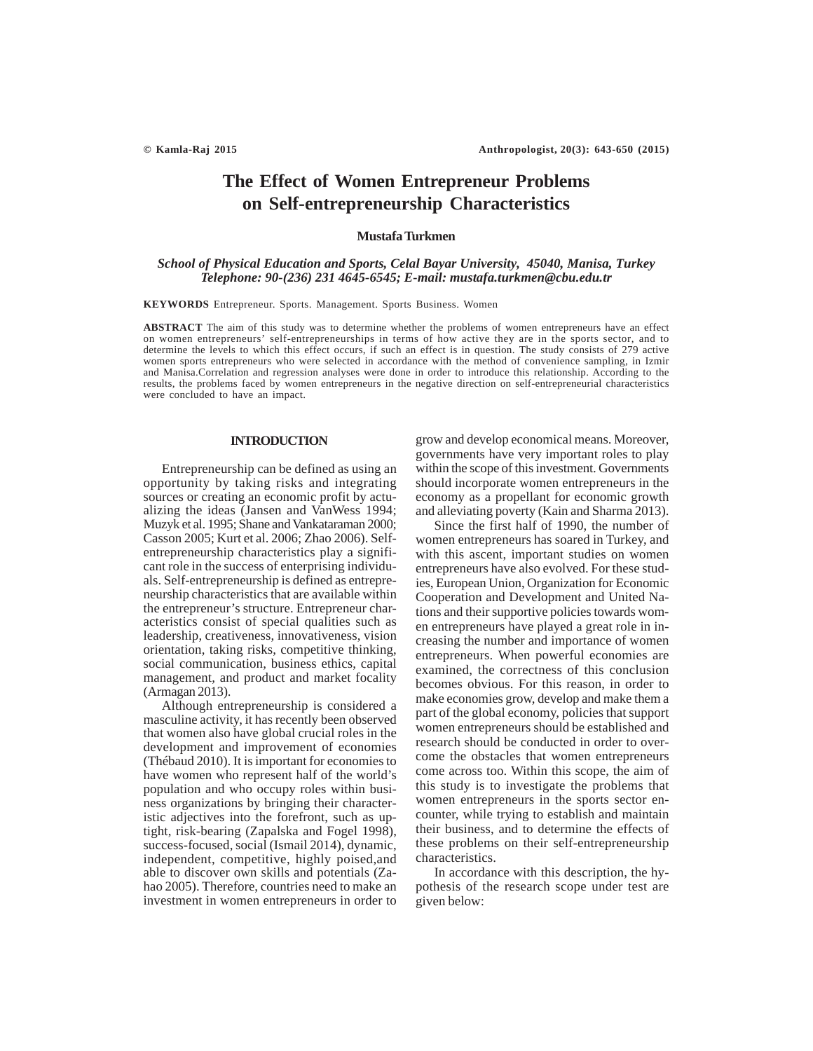# The Effect of Women Entrepreneur Problems on Self-entrepreneurship Characteristics

**Mustafa Turkmen**

***School of Physical Education and Sports, Celal Bayar University, 45040, Manisa, Turkey***
***Telephone: 90-(236) 231 4645-6545; E-mail: mustafa.turkmen@cbu.edu.tr***

**KEYWORDS** Entrepreneur. Sports. Management. Sports Business. Women

**ABSTRACT** The aim of this study was to determine whether the problems of women entrepreneurs have an effect on women entrepreneurs' self-entrepreneurships in terms of how active they are in the sports sector, and to determine the levels to which this effect occurs, if such an effect is in question. The study consists of 279 active women sports entrepreneurs who were selected in accordance with the method of convenience sampling, in Izmir and Manisa.Correlation and regression analyses were done in order to introduce this relationship. According to the results, the problems faced by women entrepreneurs in the negative direction on self-entrepreneurial characteristics were concluded to have an impact.

## INTRODUCTION

Entrepreneurship can be defined as using an opportunity by taking risks and integrating sources or creating an economic profit by actualizing the ideas (Jansen and VanWess 1994; Muzyk et al. 1995; Shane and Vankataraman 2000; Casson 2005; Kurt et al. 2006; Zhao 2006). Self-entrepreneurship characteristics play a significant role in the success of enterprising individuals. Self-entrepreneurship is defined as entrepreneurship characteristics that are available within the entrepreneur's structure. Entrepreneur characteristics consist of special qualities such as leadership, creativeness, innovativeness, vision orientation, taking risks, competitive thinking, social communication, business ethics, capital management, and product and market focality (Armagan 2013).

Although entrepreneurship is considered a masculine activity, it has recently been observed that women also have global crucial roles in the development and improvement of economies (Thébaud 2010). It is important for economies to have women who represent half of the world's population and who occupy roles within business organizations by bringing their characteristic adjectives into the forefront, such as uptight, risk-bearing (Zapalska and Fogel 1998), success-focused, social (Ismail 2014), dynamic, independent, competitive, highly poised,and able to discover own skills and potentials (Zahao 2005). Therefore, countries need to make an investment in women entrepreneurs in order to grow and develop economical means. Moreover, governments have very important roles to play within the scope of this investment. Governments should incorporate women entrepreneurs in the economy as a propellant for economic growth and alleviating poverty (Kain and Sharma 2013).

Since the first half of 1990, the number of women entrepreneurs has soared in Turkey, and with this ascent, important studies on women entrepreneurs have also evolved. For these studies, European Union, Organization for Economic Cooperation and Development and United Nations and their supportive policies towards women entrepreneurs have played a great role in increasing the number and importance of women entrepreneurs. When powerful economies are examined, the correctness of this conclusion becomes obvious. For this reason, in order to make economies grow, develop and make them a part of the global economy, policies that support women entrepreneurs should be established and research should be conducted in order to overcome the obstacles that women entrepreneurs come across too. Within this scope, the aim of this study is to investigate the problems that women entrepreneurs in the sports sector encounter, while trying to establish and maintain their business, and to determine the effects of these problems on their self-entrepreneurship characteristics.

In accordance with this description, the hypothesis of the research scope under test are given below: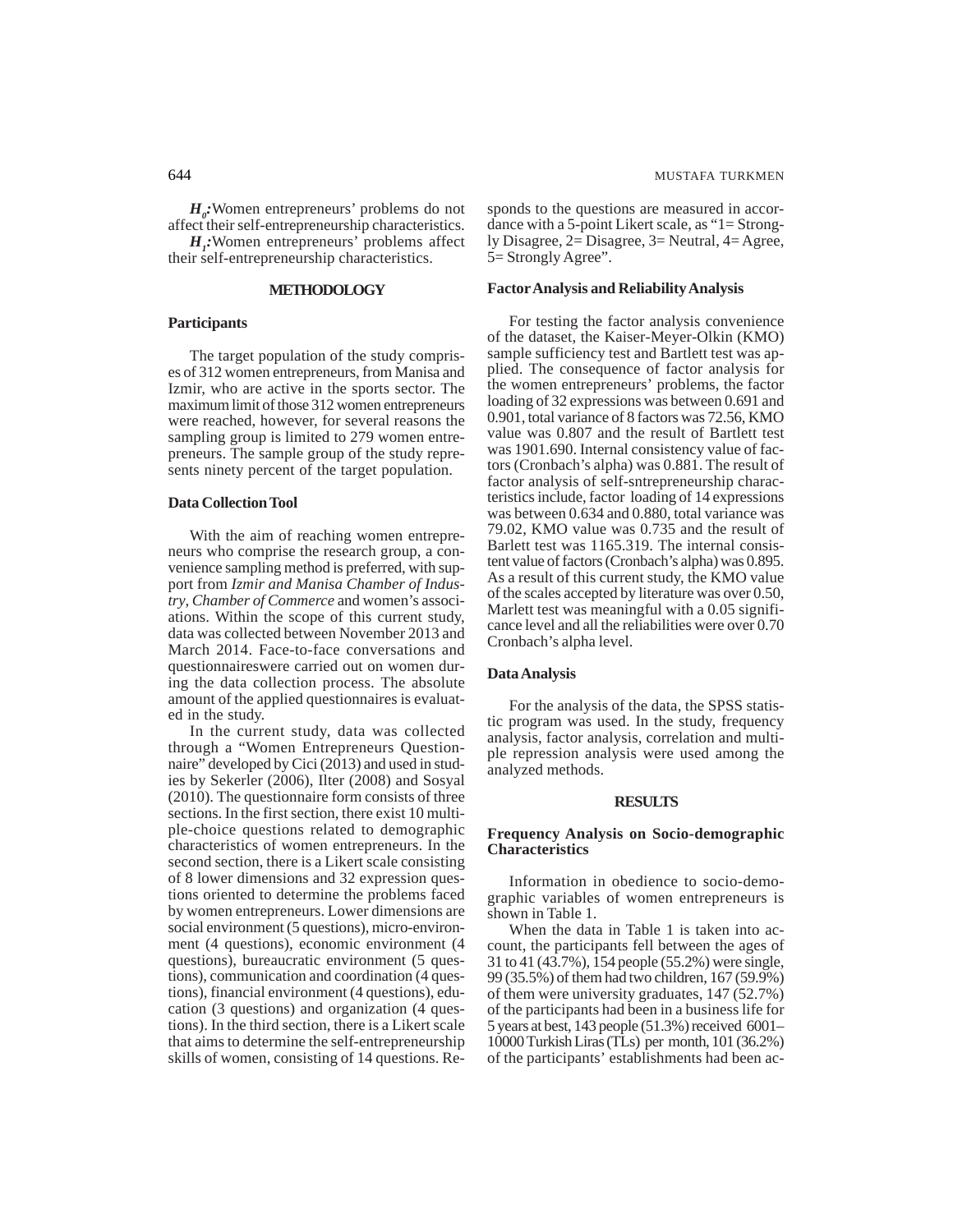$H_0$**:** Women entrepreneurs' problems do not affect their self-entrepreneurship characteristics.

$H_1$**:** Women entrepreneurs' problems affect their self-entrepreneurship characteristics.

## METHODOLOGY

### Participants

The target population of the study comprises of 312 women entrepreneurs, from Manisa and Izmir, who are active in the sports sector. The maximum limit of those 312 women entrepreneurs were reached, however, for several reasons the sampling group is limited to 279 women entrepreneurs. The sample group of the study represents ninety percent of the target population.

### Data Collection Tool

With the aim of reaching women entrepreneurs who comprise the research group, a convenience sampling method is preferred, with support from *Izmir and Manisa Chamber of Industry*, *Chamber of Commerce* and women's associations. Within the scope of this current study, data was collected between November 2013 and March 2014. Face-to-face conversations and questionnaireswere carried out on women during the data collection process. The absolute amount of the applied questionnaires is evaluated in the study.

In the current study, data was collected through a "Women Entrepreneurs Questionnaire" developed by Cici (2013) and used in studies by Sekerler (2006), Ilter (2008) and Sosyal (2010). The questionnaire form consists of three sections. In the first section, there exist 10 multiple-choice questions related to demographic characteristics of women entrepreneurs. In the second section, there is a Likert scale consisting of 8 lower dimensions and 32 expression questions oriented to determine the problems faced by women entrepreneurs. Lower dimensions are social environment (5 questions), micro-environment (4 questions), economic environment (4 questions), bureaucratic environment (5 questions), communication and coordination (4 questions), financial environment (4 questions), education (3 questions) and organization (4 questions). In the third section, there is a Likert scale that aims to determine the self-entrepreneurship skills of women, consisting of 14 questions. Responds to the questions are measured in accordance with a 5-point Likert scale, as "1= Strongly Disagree, 2= Disagree, 3= Neutral, 4= Agree, 5= Strongly Agree".

### Factor Analysis and Reliability Analysis

For testing the factor analysis convenience of the dataset, the Kaiser-Meyer-Olkin (KMO) sample sufficiency test and Bartlett test was applied. The consequence of factor analysis for the women entrepreneurs' problems, the factor loading of 32 expressions was between 0.691 and 0.901, total variance of 8 factors was 72.56, KMO value was 0.807 and the result of Bartlett test was 1901.690. Internal consistency value of factors (Cronbach's alpha) was 0.881. The result of factor analysis of self-sntrepreneurship characteristics include, factor loading of 14 expressions was between 0.634 and 0.880, total variance was 79.02, KMO value was 0.735 and the result of Barlett test was 1165.319. The internal consistent value of factors (Cronbach's alpha) was 0.895. As a result of this current study, the KMO value of the scales accepted by literature was over 0.50, Marlett test was meaningful with a 0.05 significance level and all the reliabilities were over 0.70 Cronbach's alpha level.

### Data Analysis

For the analysis of the data, the SPSS statistic program was used. In the study, frequency analysis, factor analysis, correlation and multiple repression analysis were used among the analyzed methods.

## RESULTS

### Frequency Analysis on Socio-demographic Characteristics

Information in obedience to socio-demographic variables of women entrepreneurs is shown in Table 1.

When the data in Table 1 is taken into account, the participants fell between the ages of 31 to 41 (43.7%), 154 people (55.2%) were single, 99 (35.5%) of them had two children, 167 (59.9%) of them were university graduates, 147 (52.7%) of the participants had been in a business life for 5 years at best, 143 people (51.3%) received 6001–10000 Turkish Liras (TLs) per month, 101 (36.2%) of the participants' establishments had been ac-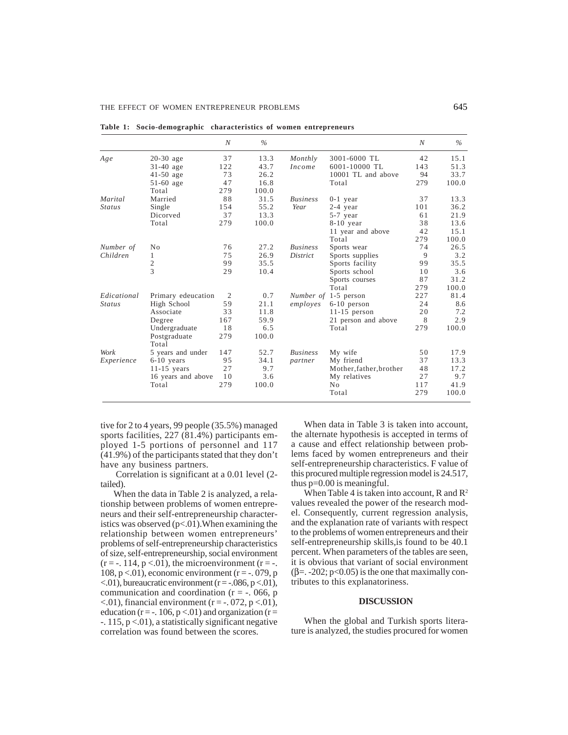**Table 1: Socio-demographic characteristics of women entrepreneurs**

| | | *N* | *%* | | | *N* | *%* |
|---|---|---|---|---|---|---|---|
| *Age* | 20-30 age | 37 | 13.3 | *Monthly Income* | 3001-6000 TL | 42 | 15.1 |
| | 31-40 age | 122 | 43.7 | | 6001-10000 TL | 143 | 51.3 |
| | 41-50 age | 73 | 26.2 | | 10001 TL and above | 94 | 33.7 |
| | 51-60 age | 47 | 16.8 | | Total | 279 | 100.0 |
| | Total | 279 | 100.0 | | | | |
| *Marital Status* | Married | 88 | 31.5 | *Business Year* | 0-1 year | 37 | 13.3 |
| | Single | 154 | 55.2 | | 2-4 year | 101 | 36.2 |
| | Dicorved | 37 | 13.3 | | 5-7 year | 61 | 21.9 |
| | Total | 279 | 100.0 | | 8-10 year | 38 | 13.6 |
| | | | | | 11 year and above | 42 | 15.1 |
| | | | | | Total | 279 | 100.0 |
| *Number of Children* | No | 76 | 27.2 | *Business District* | Sports wear | 74 | 26.5 |
| | 1 | 75 | 26.9 | | Sports supplies | 9 | 3.2 |
| | 2 | 99 | 35.5 | | Sports facility | 99 | 35.5 |
| | 3 | 29 | 10.4 | | Sports school | 10 | 3.6 |
| | | | | | Sports courses | 87 | 31.2 |
| | | | | | Total | 279 | 100.0 |
| *Edicational Status* | Primary edeucation | 2 | 0.7 | *Number of employes* | 1-5 person | 227 | 81.4 |
| | High School | 59 | 21.1 | | 6-10 person | 24 | 8.6 |
| | Associate | 33 | 11.8 | | 11-15 person | 20 | 7.2 |
| | Degree | 167 | 59.9 | | 21 person and above | 8 | 2.9 |
| | Undergraduate | 18 | 6.5 | | Total | 279 | 100.0 |
| | Postgraduate | 279 | 100.0 | | | | |
| | Total | | | | | | |
| *Work Experience* | 5 years and under | 147 | 52.7 | *Business partner* | My wife | 50 | 17.9 |
| | 6-10 years | 95 | 34.1 | | My friend | 37 | 13.3 |
| | 11-15 years | 27 | 9.7 | | Mother,father,brother | 48 | 17.2 |
| | 16 years and above | 10 | 3.6 | | My relatives | 27 | 9.7 |
| | Total | 279 | 100.0 | | No | 117 | 41.9 |
| | | | | | Total | 279 | 100.0 |

tive for 2 to 4 years, 99 people (35.5%) managed sports facilities, 227 (81.4%) participants employed 1-5 portions of personnel and 117 (41.9%) of the participants stated that they don't have any business partners.

Correlation is significant at a 0.01 level (2-tailed).

When the data in Table 2 is analyzed, a relationship between problems of women entrepreneurs and their self-entrepreneurship characteristics was observed ($p<.01$). When examining the relationship between women entrepreneurs' problems of self-entrepreneurship characteristics of size, self-entrepreneurship, social environment ($r = -.114$, $p <.01$), the microenvironment ($r = -.108$, $p <.01$), economic environment ($r = -.079$, $p <.01$), bureaucratic environment ($r = -.086$, $p <.01$), communication and coordination ($r = -.066$, $p <.01$), financial environment ($r = -.072$, $p <.01$), education ($r = -.106$, $p <.01$) and organization ($r = -.115$, $p <.01$), a statistically significant negative correlation was found between the scores.

When data in Table 3 is taken into account, the alternate hypothesis is accepted in terms of a cause and effect relationship between problems faced by women entrepreneurs and their self-entrepreneurship characteristics. F value of this procured multiple regression model is 24.517, thus p=0.00 is meaningful.

When Table 4 is taken into account, R and $R^2$ values revealed the power of the research model. Consequently, current regression analysis, and the explanation rate of variants with respect to the problems of women entrepreneurs and their self-entrepreneurship skills,is found to be 40.1 percent. When parameters of the tables are seen, it is obvious that variant of social environment ($\beta = -.202$; $p<0.05$) is the one that maximally contributes to this explanatoriness.

## DISCUSSION

When the global and Turkish sports literature is analyzed, the studies procured for women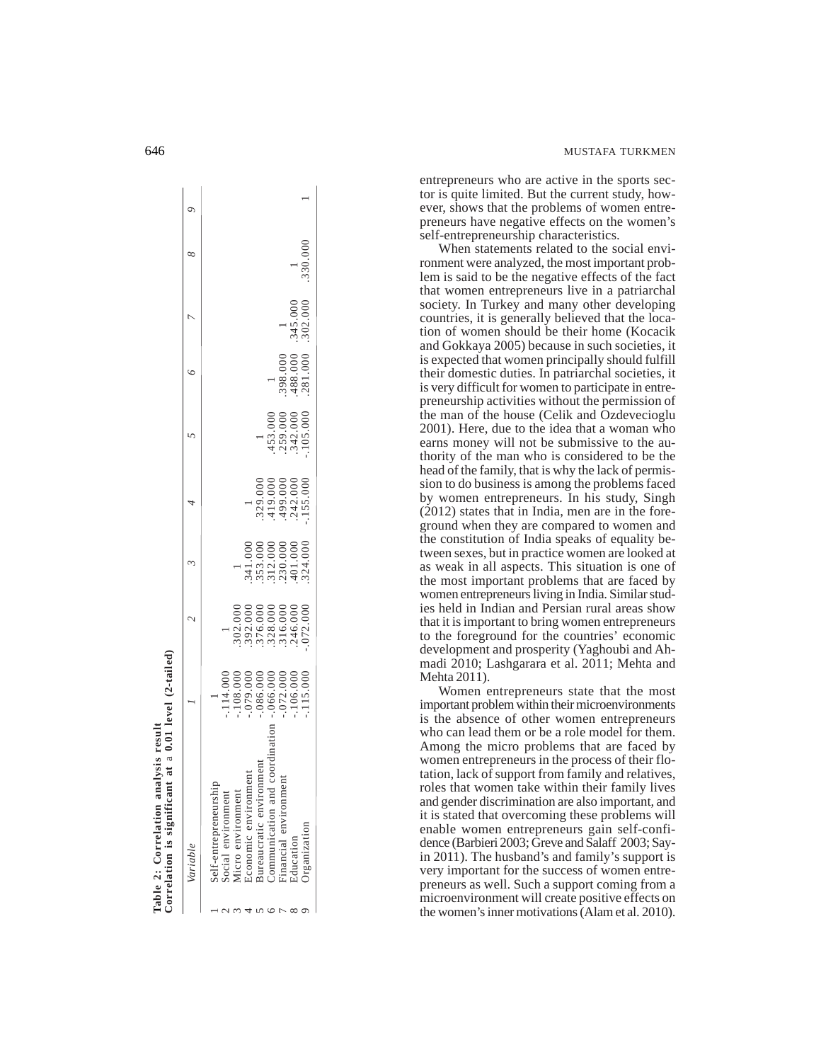**Table 2: Correlation analysis result**
**Correlation is significant at a 0.01 level (2-tailed)**

| | Variable | 1 | 2 | 3 | 4 | 5 | 6 | 7 | 8 | 9 |
|---|---|---|---|---|---|---|---|---|---|---|
| 1 | Self-entrepreneurship | 1 | | | | | | | | |
| 2 | Social environment | -.114.000 | 1 | | | | | | | |
| 3 | Micro environment | -.108.000 | .302.000 | 1 | | | | | | |
| 4 | Economic environment | -.079.000 | .392.000 | .341.000 | 1 | | | | | |
| 5 | Bureaucratic environment | -.086.000 | .376.000 | .353.000 | .329.000 | 1 | | | | |
| 6 | Communication and coordination | -.066.000 | .328.000 | .312.000 | .419.000 | .453.000 | 1 | | | |
| 7 | Financial environment | -.072.000 | .316.000 | .230.000 | .499.000 | .259.000 | .398.000 | 1 | | |
| 8 | Education | -.106.000 | .246.000 | .401.000 | .242.000 | .342.000 | .488.000 | .345.000 | 1 | |
| 9 | Organization | -.115.000 | -.072.000 | .324.000 | -.155.000 | -.105.000 | .281.000 | .302.000 | .330.000 | 1 |

entrepreneurs who are active in the sports sector is quite limited. But the current study, however, shows that the problems of women entrepreneurs have negative effects on the women's self-entrepreneurship characteristics.

When statements related to the social environment were analyzed, the most important problem is said to be the negative effects of the fact that women entrepreneurs live in a patriarchal society. In Turkey and many other developing countries, it is generally believed that the location of women should be their home (Kocacik and Gokkaya 2005) because in such societies, it is expected that women principally should fulfill their domestic duties. In patriarchal societies, it is very difficult for women to participate in entrepreneurship activities without the permission of the man of the house (Celik and Ozdevecioglu 2001). Here, due to the idea that a woman who earns money will not be submissive to the authority of the man who is considered to be the head of the family, that is why the lack of permission to do business is among the problems faced by women entrepreneurs. In his study, Singh (2012) states that in India, men are in the foreground when they are compared to women and the constitution of India speaks of equality between sexes, but in practice women are looked at as weak in all aspects. This situation is one of the most important problems that are faced by women entrepreneurs living in India. Similar studies held in Indian and Persian rural areas show that it is important to bring women entrepreneurs to the foreground for the countries' economic development and prosperity (Yaghoubi and Ahmadi 2010; Lashgarara et al. 2011; Mehta and Mehta 2011).

Women entrepreneurs state that the most important problem within their microenvironments is the absence of other women entrepreneurs who can lead them or be a role model for them. Among the micro problems that are faced by women entrepreneurs in the process of their flotation, lack of support from family and relatives, roles that women take within their family lives and gender discrimination are also important, and it is stated that overcoming these problems will enable women entrepreneurs gain self-confidence (Barbieri 2003; Greve and Salaff 2003; Sayin 2011). The husband's and family's support is very important for the success of women entrepreneurs as well. Such a support coming from a microenvironment will create positive effects on the women's inner motivations (Alam et al. 2010).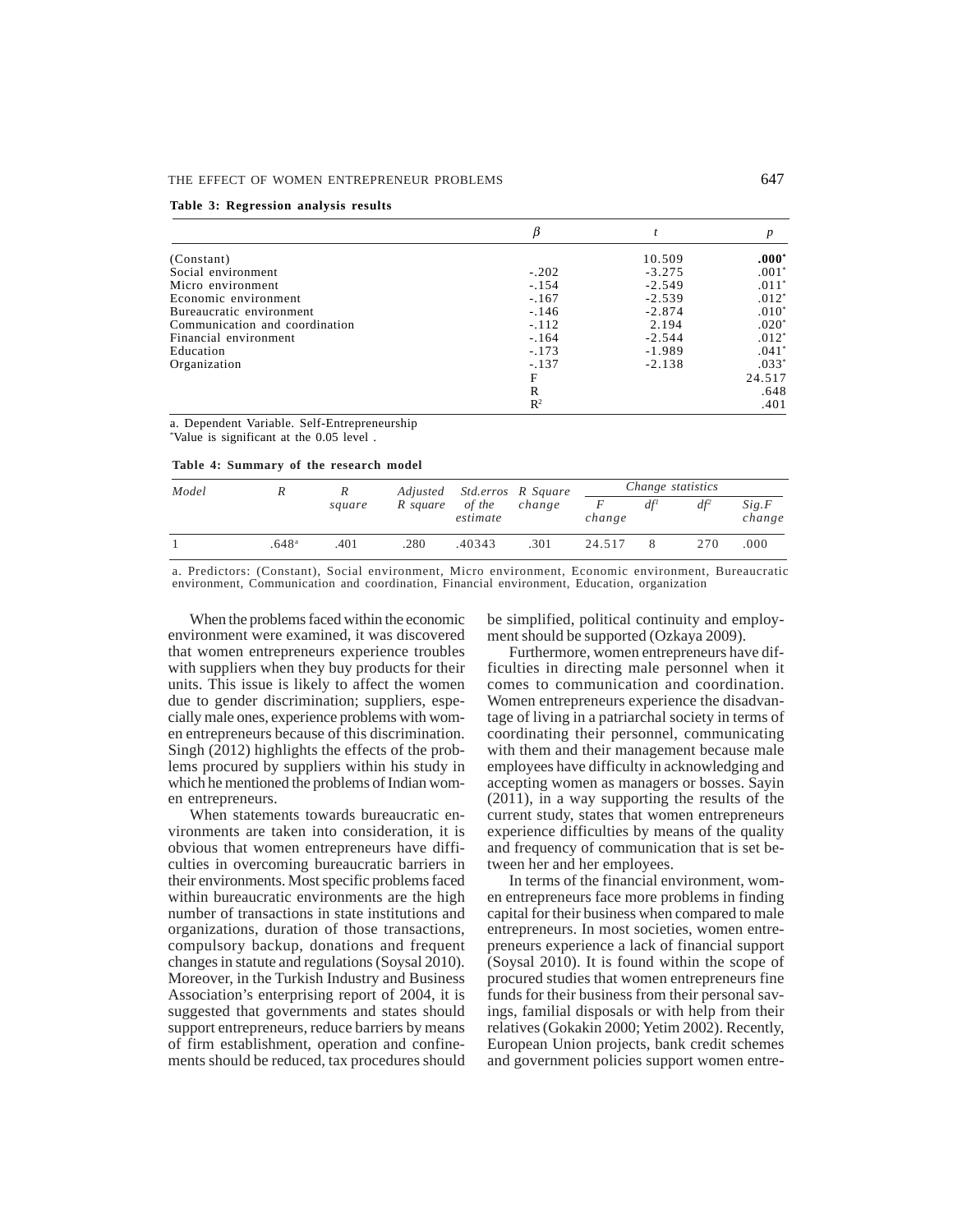**Table 3: Regression analysis results**

| | β | t | p |
|---|---|---|---|
| (Constant) | | 10.509 | **.000*** |
| Social environment | -.202 | -3.275 | .001* |
| Micro environment | -.154 | -2.549 | .011* |
| Economic environment | -.167 | -2.539 | .012* |
| Bureaucratic environment | -.146 | -2.874 | .010* |
| Communication and coordination | -.112 | 2.194 | .020* |
| Financial environment | -.164 | -2.544 | .012* |
| Education | -.173 | -1.989 | .041* |
| Organization | -.137 | -2.138 | .033* |
| | F | | 24.517 |
| | R | | .648 |
| | $R^2$ | | .401 |

a. Dependent Variable. Self-Entrepreneurship
*Value is significant at the 0.05 level .

**Table 4: Summary of the research model**

| Model | R | R square | Adjusted R square | Std.erros of the estimate | R Square change | Change statistics | | | |
|---|---|---|---|---|---|---|---|---|---|
| | | | | | | F change | $df^1$ | $df^2$ | Sig.F change |
| 1 | .648[a] | .401 | .280 | .40343 | .301 | 24.517 | 8 | 270 | .000 |

a. Predictors: (Constant), Social environment, Micro environment, Economic environment, Bureaucratic environment, Communication and coordination, Financial environment, Education, organization

When the problems faced within the economic environment were examined, it was discovered that women entrepreneurs experience troubles with suppliers when they buy products for their units. This issue is likely to affect the women due to gender discrimination; suppliers, especially male ones, experience problems with women entrepreneurs because of this discrimination. Singh (2012) highlights the effects of the problems procured by suppliers within his study in which he mentioned the problems of Indian women entrepreneurs.

When statements towards bureaucratic environments are taken into consideration, it is obvious that women entrepreneurs have difficulties in overcoming bureaucratic barriers in their environments. Most specific problems faced within bureaucratic environments are the high number of transactions in state institutions and organizations, duration of those transactions, compulsory backup, donations and frequent changes in statute and regulations (Soysal 2010). Moreover, in the Turkish Industry and Business Association's enterprising report of 2004, it is suggested that governments and states should support entrepreneurs, reduce barriers by means of firm establishment, operation and confinements should be reduced, tax procedures should be simplified, political continuity and employment should be supported (Ozkaya 2009).

Furthermore, women entrepreneurs have difficulties in directing male personnel when it comes to communication and coordination. Women entrepreneurs experience the disadvantage of living in a patriarchal society in terms of coordinating their personnel, communicating with them and their management because male employees have difficulty in acknowledging and accepting women as managers or bosses. Sayin (2011), in a way supporting the results of the current study, states that women entrepreneurs experience difficulties by means of the quality and frequency of communication that is set between her and her employees.

In terms of the financial environment, women entrepreneurs face more problems in finding capital for their business when compared to male entrepreneurs. In most societies, women entrepreneurs experience a lack of financial support (Soysal 2010). It is found within the scope of procured studies that women entrepreneurs fine funds for their business from their personal savings, familial disposals or with help from their relatives (Gokakin 2000; Yetim 2002). Recently, European Union projects, bank credit schemes and government policies support women entre-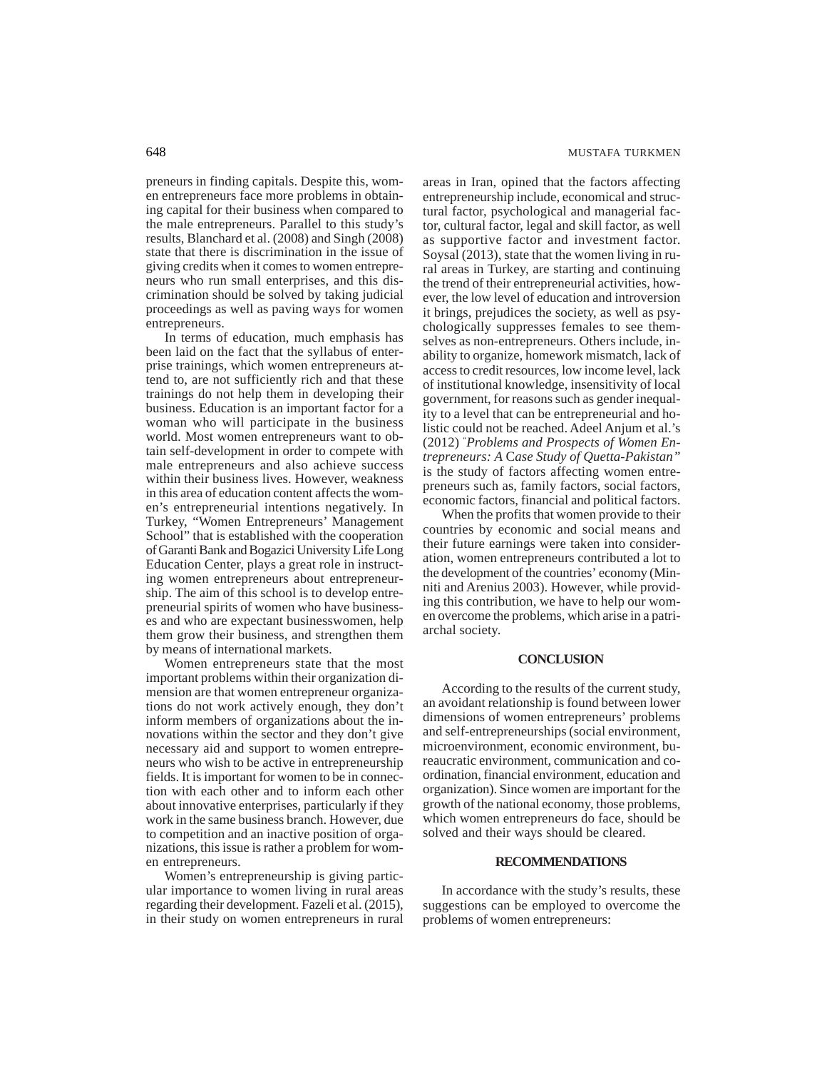preneurs in finding capitals. Despite this, women entrepreneurs face more problems in obtaining capital for their business when compared to the male entrepreneurs. Parallel to this study's results, Blanchard et al. (2008) and Singh (2008) state that there is discrimination in the issue of giving credits when it comes to women entrepreneurs who run small enterprises, and this discrimination should be solved by taking judicial proceedings as well as paving ways for women entrepreneurs.

In terms of education, much emphasis has been laid on the fact that the syllabus of enterprise trainings, which women entrepreneurs attend to, are not sufficiently rich and that these trainings do not help them in developing their business. Education is an important factor for a woman who will participate in the business world. Most women entrepreneurs want to obtain self-development in order to compete with male entrepreneurs and also achieve success within their business lives. However, weakness in this area of education content affects the women's entrepreneurial intentions negatively. In Turkey, "Women Entrepreneurs' Management School" that is established with the cooperation of Garanti Bank and Bogazici University Life Long Education Center, plays a great role in instructing women entrepreneurs about entrepreneurship. The aim of this school is to develop entrepreneurial spirits of women who have businesses and who are expectant businesswomen, help them grow their business, and strengthen them by means of international markets.

Women entrepreneurs state that the most important problems within their organization dimension are that women entrepreneur organizations do not work actively enough, they don't inform members of organizations about the innovations within the sector and they don't give necessary aid and support to women entrepreneurs who wish to be active in entrepreneurship fields. It is important for women to be in connection with each other and to inform each other about innovative enterprises, particularly if they work in the same business branch. However, due to competition and an inactive position of organizations, this issue is rather a problem for women entrepreneurs.

Women's entrepreneurship is giving particular importance to women living in rural areas regarding their development. Fazeli et al. (2015), in their study on women entrepreneurs in rural areas in Iran, opined that the factors affecting entrepreneurship include, economical and structural factor, psychological and managerial factor, cultural factor, legal and skill factor, as well as supportive factor and investment factor. Soysal (2013), state that the women living in rural areas in Turkey, are starting and continuing the trend of their entrepreneurial activities, however, the low level of education and introversion it brings, prejudices the society, as well as psychologically suppresses females to see themselves as non-entrepreneurs. Others include, inability to organize, homework mismatch, lack of access to credit resources, low income level, lack of institutional knowledge, insensitivity of local government, for reasons such as gender inequality to a level that can be entrepreneurial and holistic could not be reached. Adeel Anjum et al.'s (2012) "*Problems and Prospects of Women Entrepreneurs: A Case Study of Quetta-Pakistan*" is the study of factors affecting women entrepreneurs such as, family factors, social factors, economic factors, financial and political factors.

When the profits that women provide to their countries by economic and social means and their future earnings were taken into consideration, women entrepreneurs contributed a lot to the development of the countries' economy (Minniti and Arenius 2003). However, while providing this contribution, we have to help our women overcome the problems, which arise in a patriarchal society.

## CONCLUSION

According to the results of the current study, an avoidant relationship is found between lower dimensions of women entrepreneurs' problems and self-entrepreneurships (social environment, microenvironment, economic environment, bureaucratic environment, communication and coordination, financial environment, education and organization). Since women are important for the growth of the national economy, those problems, which women entrepreneurs do face, should be solved and their ways should be cleared.

## RECOMMENDATIONS

In accordance with the study's results, these suggestions can be employed to overcome the problems of women entrepreneurs: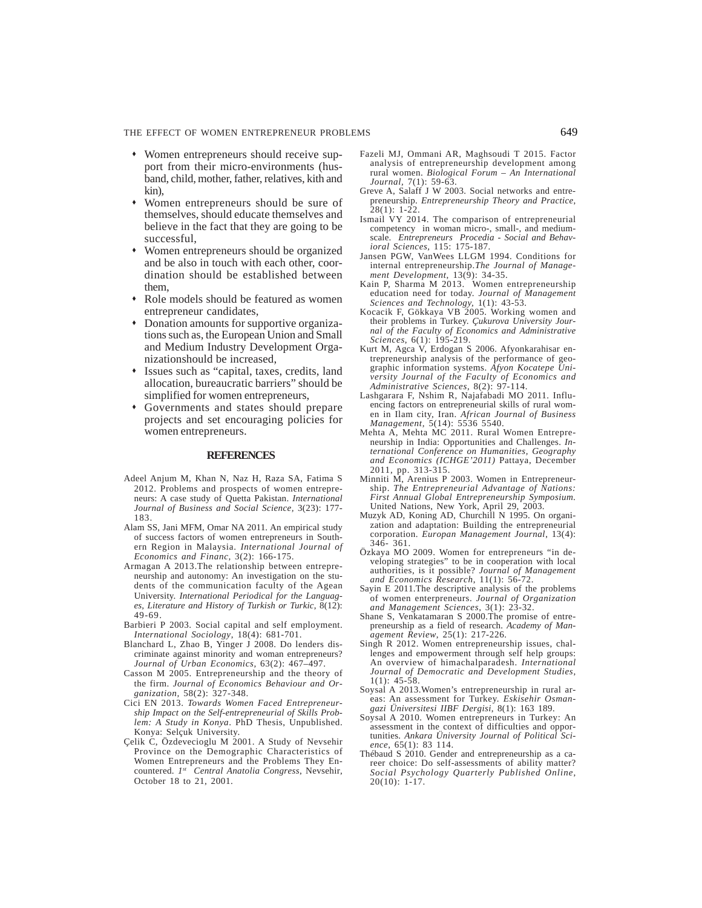- Women entrepreneurs should receive support from their micro-environments (husband, child, mother, father, relatives, kith and kin),
- Women entrepreneurs should be sure of themselves, should educate themselves and believe in the fact that they are going to be successful,
- Women entrepreneurs should be organized and be also in touch with each other, coordination should be established between them,
- Role models should be featured as women entrepreneur candidates,
- Donation amounts for supportive organizations such as, the European Union and Small and Medium Industry Development Organizationshould be increased,
- Issues such as "capital, taxes, credits, land allocation, bureaucratic barriers" should be simplified for women entrepreneurs,
- Governments and states should prepare projects and set encouraging policies for women entrepreneurs.

## REFERENCES

Adeel Anjum M, Khan N, Naz H, Raza SA, Fatima S 2012. Problems and prospects of women entrepreneurs: A case study of Quetta Pakistan. *International Journal of Business and Social Science,* 3(23): 177-183.

Alam SS, Jani MFM, Omar NA 2011. An empirical study of success factors of women entrepreneurs in Southern Region in Malaysia. *International Journal of Economics and Financ,* 3(2): 166-175.

Armagan A 2013.The relationship between entrepreneurship and autonomy: An investigation on the students of the communication faculty of the Agean University. *International Periodical for the Languages, Literature and History of Turkish or Turkic,* 8(12): 49-69.

Barbieri P 2003. Social capital and self employment. *International Sociology,* 18(4): 681-701.

Blanchard L, Zhao B, Yinger J 2008. Do lenders discriminate against minority and woman entrepreneurs? *Journal of Urban Economics,* 63(2): 467–497.

Casson M 2005. Entrepreneurship and the theory of the firm. *Journal of Economics Behaviour and Organization,* 58(2): 327-348.

Cici EN 2013. *Towards Women Faced Entrepreneurship Impact on the Self-entrepreneurial of Skills Problem: A Study in Konya*. PhD Thesis, Unpublished. Konya: Selçuk University.

Çelik C, Özdevecioglu M 2001. A Study of Nevsehir Province on the Demographic Characteristics of Women Entrepreneurs and the Problems They Encountered. *1st Central Anatolia Congress,* Nevsehir, October 18 to 21, 2001.

Fazeli MJ, Ommani AR, Maghsoudi T 2015. Factor analysis of entrepreneurship development among rural women. *Biological Forum – An International Journal,* 7(1): 59-63.

Greve A, Salaff J W 2003. Social networks and entrepreneurship. *Entrepreneurship Theory and Practice,* 28(1): 1-22.

Ismail VY 2014. The comparison of entrepreneurial competency in woman micro-, small-, and medium-scale. *Entrepreneurs Procedia - Social and Behavioral Sciences,* 115: 175-187.

Jansen PGW, VanWees LLGM 1994. Conditions for internal entrepreneurship.*The Journal of Management Development,* 13(9): 34-35.

Kain P, Sharma M 2013. Women entrepreneurship education need for today. *Journal of Management Sciences and Technology,* 1(1): 43-53.

Kocacik F, Gökkaya VB 2005. Working women and their problems in Turkey. *Çukurova University Journal of the Faculty of Economics and Administrative Sciences,* 6(1): 195-219.

Kurt M, Agca V, Erdogan S 2006. Afyonkarahisar entrepreneurship analysis of the performance of geographic information systems. *Afyon Kocatepe University Journal of the Faculty of Economics and Administrative Sciences,* 8(2): 97-114.

Lashgarara F, Nshim R, Najafabadi MO 2011. Influencing factors on entrepreneurial skills of rural women in Ilam city, Iran. *African Journal of Business Management,* 5(14): 5536 5540.

Mehta A, Mehta MC 2011. Rural Women Entrepreneurship in India: Opportunities and Challenges. *International Conference on Humanities, Geography and Economics (ICHGE'2011)* Pattaya, December 2011, pp. 313-315.

Minniti M, Arenius P 2003. Women in Entrepreneurship. *The Entrepreneurial Advantage of Nations: First Annual Global Entrepreneurship Symposium.* United Nations, New York, April 29, 2003.

Muzyk AD, Koning AD, Churchill N 1995. On organization and adaptation: Building the entrepreneurial corporation. *Europan Management Journal,* 13(4): 346- 361.

Özkaya MO 2009. Women for entrepreneurs "in developing strategies" to be in cooperation with local authorities, is it possible? *Journal of Management and Economics Research,* 11(1): 56-72.

Sayin E 2011.The descriptive analysis of the problems of women enterpreneurs. *Journal of Organization and Management Sciences,* 3(1): 23-32.

Shane S, Venkatamaran S 2000.The promise of entrepreneurship as a field of research. *Academy of Management Review,* 25(1): 217-226.

Singh R 2012. Women entrepreneurship issues, challenges and empowerment through self help groups: An overview of himachalparadesh. *International Journal of Democratic and Development Studies,* 1(1): 45-58.

Soysal A 2013.Women's entrepreneurship in rural areas: An assessment for Turkey. *Eskisehir Osmangazi Üniversitesi IIBF Dergisi,* 8(1): 163 189.

Soysal A 2010. Women entrepreneurs in Turkey: An assessment in the context of difficulties and opportunities. *Ankara Üniversity Journal of Political Science,* 65(1): 83 114.

Thébaud S 2010. Gender and entrepreneurship as a career choice: Do self-assessments of ability matter? *Social Psychology Quarterly Published Online,* 20(10): 1-17.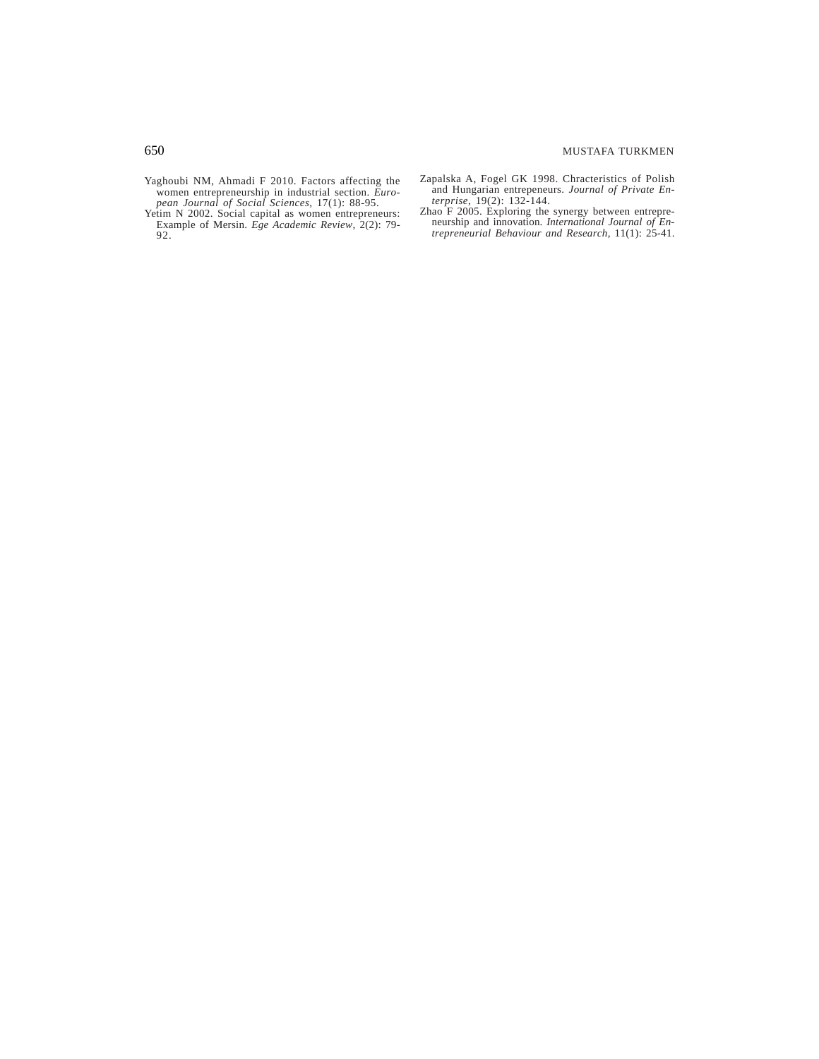Yaghoubi NM, Ahmadi F 2010. Factors affecting the women entrepreneurship in industrial section. *European Journal of Social Sciences*, 17(1): 88-95.

Yetim N 2002. Social capital as women entrepreneurs: Example of Mersin. *Ege Academic Review*, 2(2): 79-92.

Zapalska A, Fogel GK 1998. Chracteristics of Polish and Hungarian entrepeneurs. *Journal of Private Enterprise*, 19(2): 132-144.

Zhao F 2005. Exploring the synergy between entrepreneurship and innovation. *International Journal of Entrepreneurial Behaviour and Research*, 11(1): 25-41.